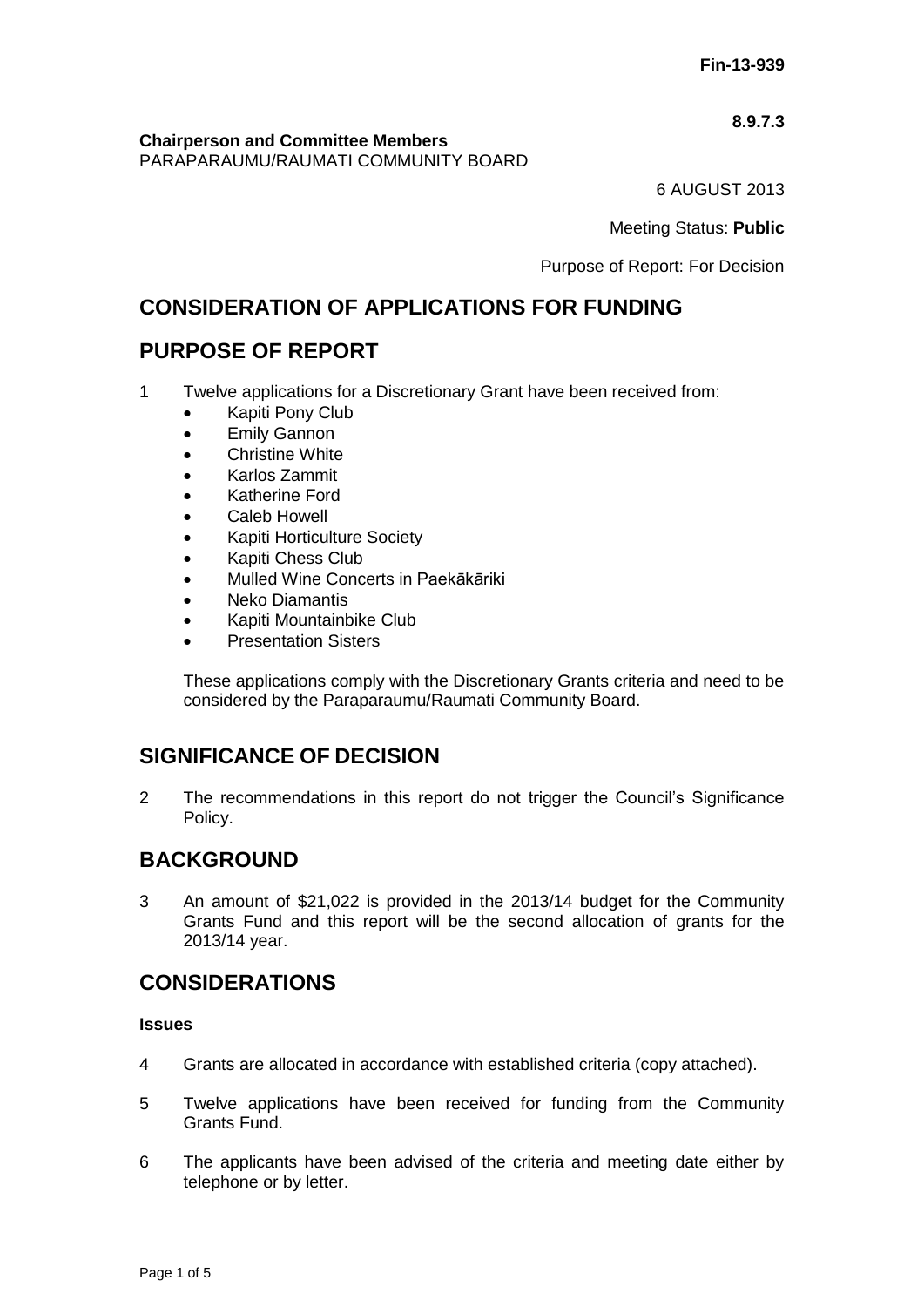**Fin-13-939**

**8.9.7.3**

**Chairperson and Committee Members**
PARAPARAUMU/RAUMATI COMMUNITY BOARD

6 AUGUST 2013

Meeting Status: **Public**

Purpose of Report: For Decision

## CONSIDERATION OF APPLICATIONS FOR FUNDING

## PURPOSE OF REPORT

1 Twelve applications for a Discretionary Grant have been received from:
   - Kapiti Pony Club
   - Emily Gannon
   - Christine White
   - Karlos Zammit
   - Katherine Ford
   - Caleb Howell
   - Kapiti Horticulture Society
   - Kapiti Chess Club
   - Mulled Wine Concerts in Paekākāriki
   - Neko Diamantis
   - Kapiti Mountainbike Club
   - Presentation Sisters

   These applications comply with the Discretionary Grants criteria and need to be considered by the Paraparaumu/Raumati Community Board.

## SIGNIFICANCE OF DECISION

2 The recommendations in this report do not trigger the Council's Significance Policy.

## BACKGROUND

3 An amount of $21,022 is provided in the 2013/14 budget for the Community Grants Fund and this report will be the second allocation of grants for the 2013/14 year.

## CONSIDERATIONS

### Issues

4 Grants are allocated in accordance with established criteria (copy attached).

5 Twelve applications have been received for funding from the Community Grants Fund.

6 The applicants have been advised of the criteria and meeting date either by telephone or by letter.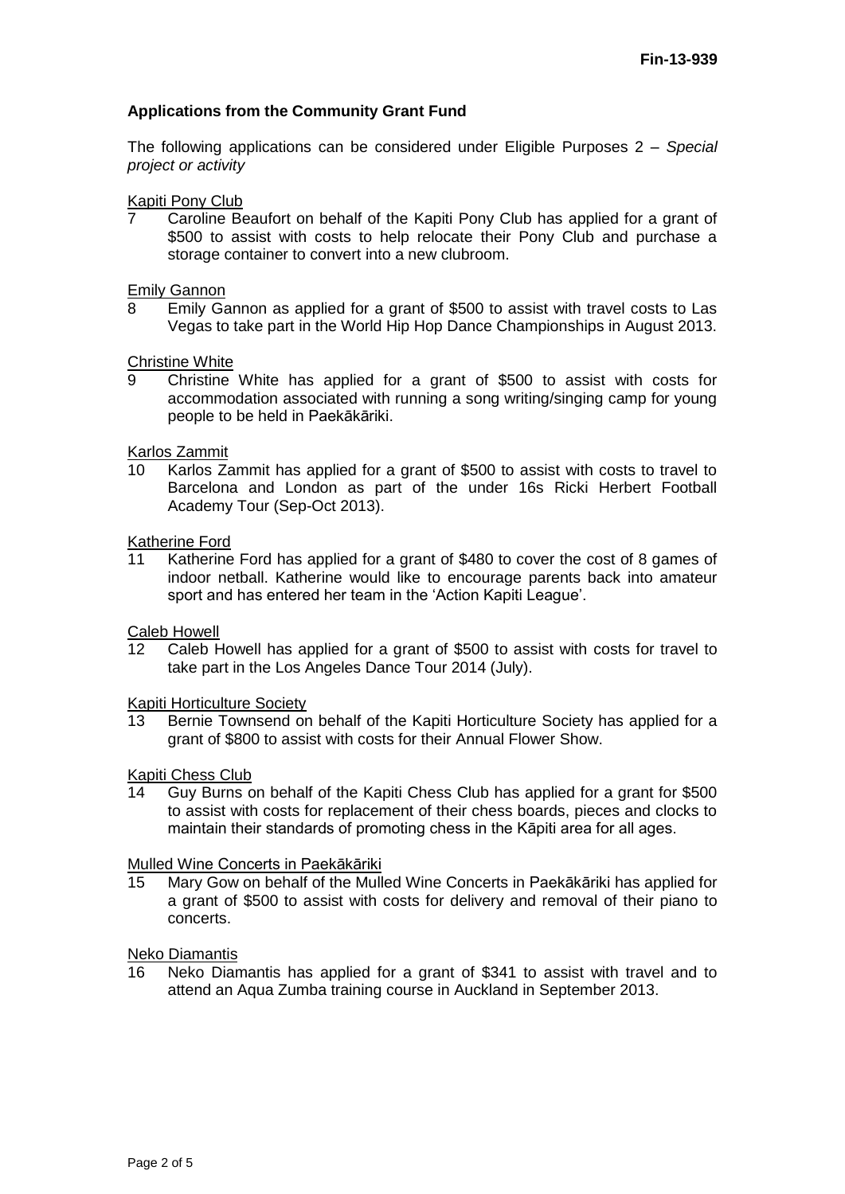**Applications from the Community Grant Fund**

The following applications can be considered under Eligible Purposes 2 – *Special project or activity*

Kapiti Pony Club

7 Caroline Beaufort on behalf of the Kapiti Pony Club has applied for a grant of $500 to assist with costs to help relocate their Pony Club and purchase a storage container to convert into a new clubroom.

Emily Gannon

8 Emily Gannon as applied for a grant of $500 to assist with travel costs to Las Vegas to take part in the World Hip Hop Dance Championships in August 2013.

Christine White

9 Christine White has applied for a grant of $500 to assist with costs for accommodation associated with running a song writing/singing camp for young people to be held in Paekākāriki.

Karlos Zammit

10 Karlos Zammit has applied for a grant of $500 to assist with costs to travel to Barcelona and London as part of the under 16s Ricki Herbert Football Academy Tour (Sep-Oct 2013).

Katherine Ford

11 Katherine Ford has applied for a grant of $480 to cover the cost of 8 games of indoor netball. Katherine would like to encourage parents back into amateur sport and has entered her team in the 'Action Kapiti League'.

Caleb Howell

12 Caleb Howell has applied for a grant of $500 to assist with costs for travel to take part in the Los Angeles Dance Tour 2014 (July).

Kapiti Horticulture Society

13 Bernie Townsend on behalf of the Kapiti Horticulture Society has applied for a grant of $800 to assist with costs for their Annual Flower Show.

Kapiti Chess Club

14 Guy Burns on behalf of the Kapiti Chess Club has applied for a grant for $500 to assist with costs for replacement of their chess boards, pieces and clocks to maintain their standards of promoting chess in the Kāpiti area for all ages.

Mulled Wine Concerts in Paekākāriki

15 Mary Gow on behalf of the Mulled Wine Concerts in Paekākāriki has applied for a grant of $500 to assist with costs for delivery and removal of their piano to concerts.

Neko Diamantis

16 Neko Diamantis has applied for a grant of $341 to assist with travel and to attend an Aqua Zumba training course in Auckland in September 2013.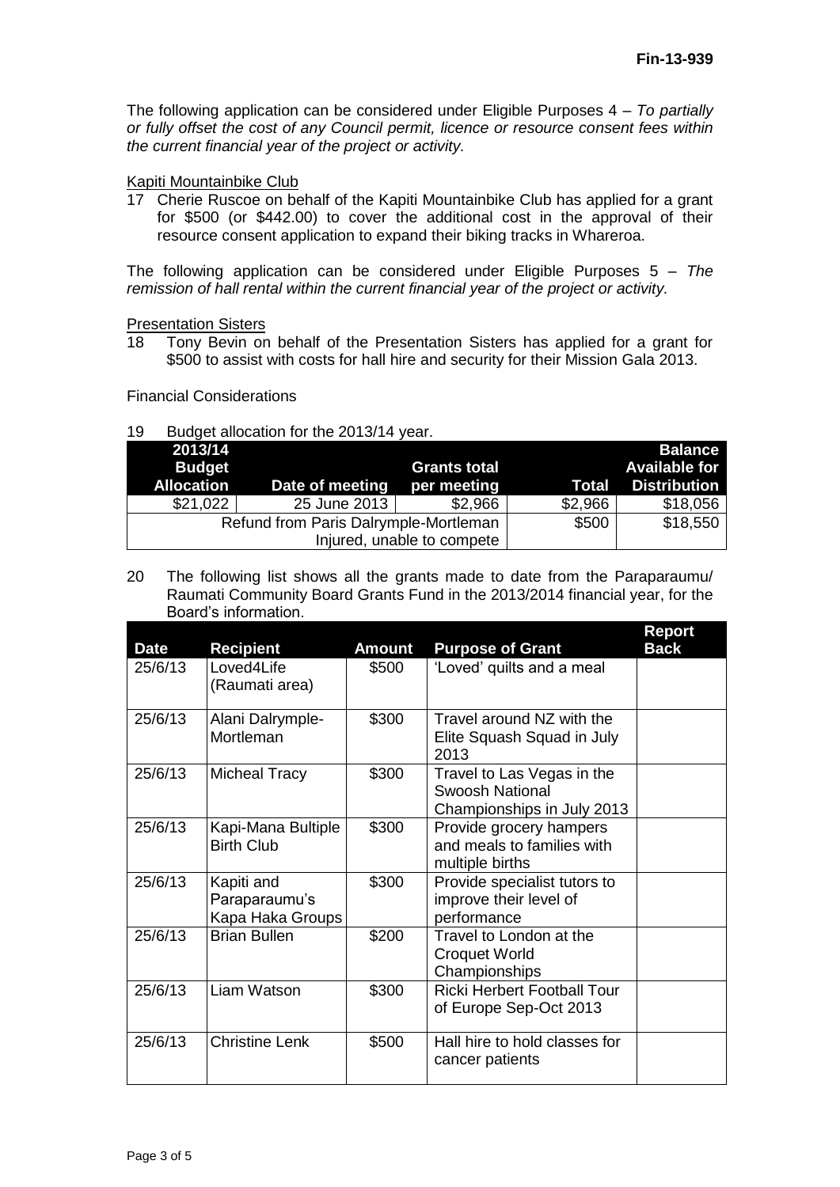The following application can be considered under Eligible Purposes 4 – *To partially or fully offset the cost of any Council permit, licence or resource consent fees within the current financial year of the project or activity.*

Kapiti Mountainbike Club

17 Cherie Ruscoe on behalf of the Kapiti Mountainbike Club has applied for a grant for $500 (or $442.00) to cover the additional cost in the approval of their resource consent application to expand their biking tracks in Whareroa.

The following application can be considered under Eligible Purposes 5 – *The remission of hall rental within the current financial year of the project or activity.*

Presentation Sisters

18 Tony Bevin on behalf of the Presentation Sisters has applied for a grant for $500 to assist with costs for hall hire and security for their Mission Gala 2013.

Financial Considerations

19 Budget allocation for the 2013/14 year.

| 2013/14 Budget Allocation | Date of meeting | Grants total per meeting | Total | Balance Available for Distribution |
|---|---|---|---|---|
| $21,022 | 25 June 2013 | $2,966 | $2,966 | $18,056 |
| Refund from Paris Dalrymple-Mortleman Injured, unable to compete | | | $500 | $18,550 |

20 The following list shows all the grants made to date from the Paraparaumu/ Raumati Community Board Grants Fund in the 2013/2014 financial year, for the Board's information.

| Date | Recipient | Amount | Purpose of Grant | Report Back |
|---|---|---|---|---|
| 25/6/13 | Loved4Life (Raumati area) | $500 | 'Loved' quilts and a meal | |
| 25/6/13 | Alani Dalrymple-Mortleman | $300 | Travel around NZ with the Elite Squash Squad in July 2013 | |
| 25/6/13 | Micheal Tracy | $300 | Travel to Las Vegas in the Swoosh National Championships in July 2013 | |
| 25/6/13 | Kapi-Mana Bultiple Birth Club | $300 | Provide grocery hampers and meals to families with multiple births | |
| 25/6/13 | Kapiti and Paraparaumu's Kapa Haka Groups | $300 | Provide specialist tutors to improve their level of performance | |
| 25/6/13 | Brian Bullen | $200 | Travel to London at the Croquet World Championships | |
| 25/6/13 | Liam Watson | $300 | Ricki Herbert Football Tour of Europe Sep-Oct 2013 | |
| 25/6/13 | Christine Lenk | $500 | Hall hire to hold classes for cancer patients | |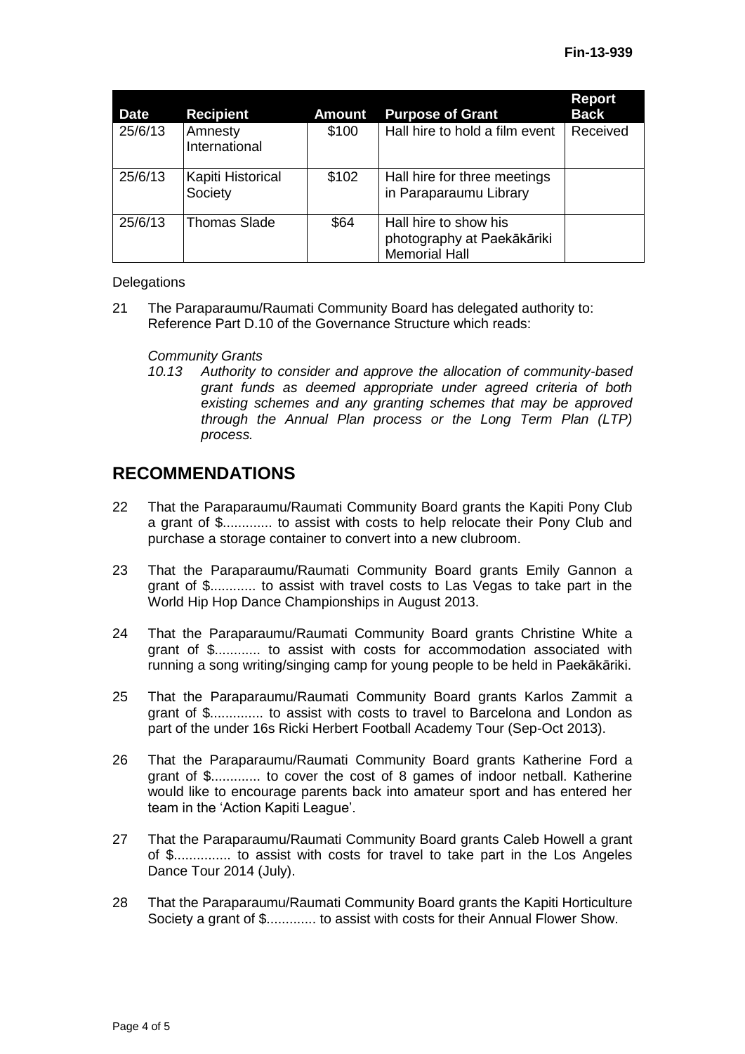| Date | Recipient | Amount | Purpose of Grant | Report Back |
|---|---|---|---|---|
| 25/6/13 | Amnesty International | $100 | Hall hire to hold a film event | Received |
| 25/6/13 | Kapiti Historical Society | $102 | Hall hire for three meetings in Paraparaumu Library | |
| 25/6/13 | Thomas Slade | $64 | Hall hire to show his photography at Paekākāriki Memorial Hall | |

Delegations

21 The Paraparaumu/Raumati Community Board has delegated authority to: Reference Part D.10 of the Governance Structure which reads:

*Community Grants*

*10.13 Authority to consider and approve the allocation of community-based grant funds as deemed appropriate under agreed criteria of both existing schemes and any granting schemes that may be approved through the Annual Plan process or the Long Term Plan (LTP) process.*

## RECOMMENDATIONS

22 That the Paraparaumu/Raumati Community Board grants the Kapiti Pony Club a grant of $............. to assist with costs to help relocate their Pony Club and purchase a storage container to convert into a new clubroom.

23 That the Paraparaumu/Raumati Community Board grants Emily Gannon a grant of $............ to assist with travel costs to Las Vegas to take part in the World Hip Hop Dance Championships in August 2013.

24 That the Paraparaumu/Raumati Community Board grants Christine White a grant of $............ to assist with costs for accommodation associated with running a song writing/singing camp for young people to be held in Paekākāriki.

25 That the Paraparaumu/Raumati Community Board grants Karlos Zammit a grant of $.............. to assist with costs to travel to Barcelona and London as part of the under 16s Ricki Herbert Football Academy Tour (Sep-Oct 2013).

26 That the Paraparaumu/Raumati Community Board grants Katherine Ford a grant of $............. to cover the cost of 8 games of indoor netball. Katherine would like to encourage parents back into amateur sport and has entered her team in the 'Action Kapiti League'.

27 That the Paraparaumu/Raumati Community Board grants Caleb Howell a grant of $............... to assist with costs for travel to take part in the Los Angeles Dance Tour 2014 (July).

28 That the Paraparaumu/Raumati Community Board grants the Kapiti Horticulture Society a grant of $............. to assist with costs for their Annual Flower Show.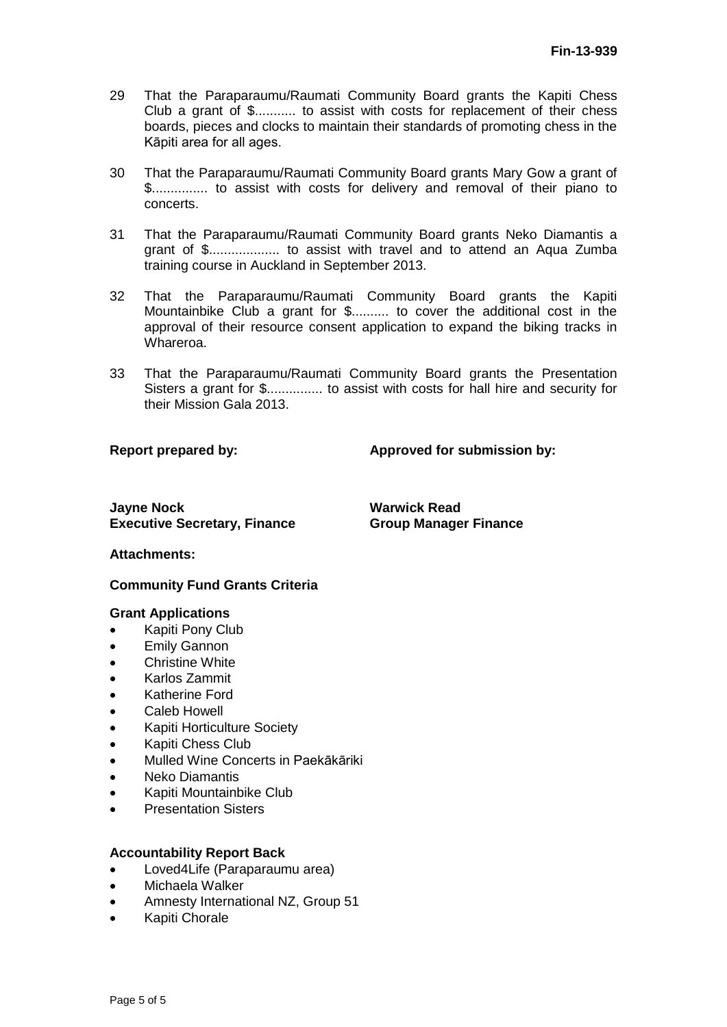29 That the Paraparaumu/Raumati Community Board grants the Kapiti Chess Club a grant of $........... to assist with costs for replacement of their chess boards, pieces and clocks to maintain their standards of promoting chess in the Kāpiti area for all ages.

30 That the Paraparaumu/Raumati Community Board grants Mary Gow a grant of $............... to assist with costs for delivery and removal of their piano to concerts.

31 That the Paraparaumu/Raumati Community Board grants Neko Diamantis a grant of $.................. to assist with travel and to attend an Aqua Zumba training course in Auckland in September 2013.

32 That the Paraparaumu/Raumati Community Board grants the Kapiti Mountainbike Club a grant for $.......... to cover the additional cost in the approval of their resource consent application to expand the biking tracks in Whareroa.

33 That the Paraparaumu/Raumati Community Board grants the Presentation Sisters a grant for $.............. to assist with costs for hall hire and security for their Mission Gala 2013.

| | |
|---|---|
| **Report prepared by:** | **Approved for submission by:** |
| **Jayne Nock** | **Warwick Read** |
| **Executive Secretary, Finance** | **Group Manager Finance** |

**Attachments:**

**Community Fund Grants Criteria**

**Grant Applications**

- Kapiti Pony Club
- Emily Gannon
- Christine White
- Karlos Zammit
- Katherine Ford
- Caleb Howell
- Kapiti Horticulture Society
- Kapiti Chess Club
- Mulled Wine Concerts in Paekākāriki
- Neko Diamantis
- Kapiti Mountainbike Club
- Presentation Sisters

**Accountability Report Back**

- Loved4Life (Paraparaumu area)
- Michaela Walker
- Amnesty International NZ, Group 51
- Kapiti Chorale